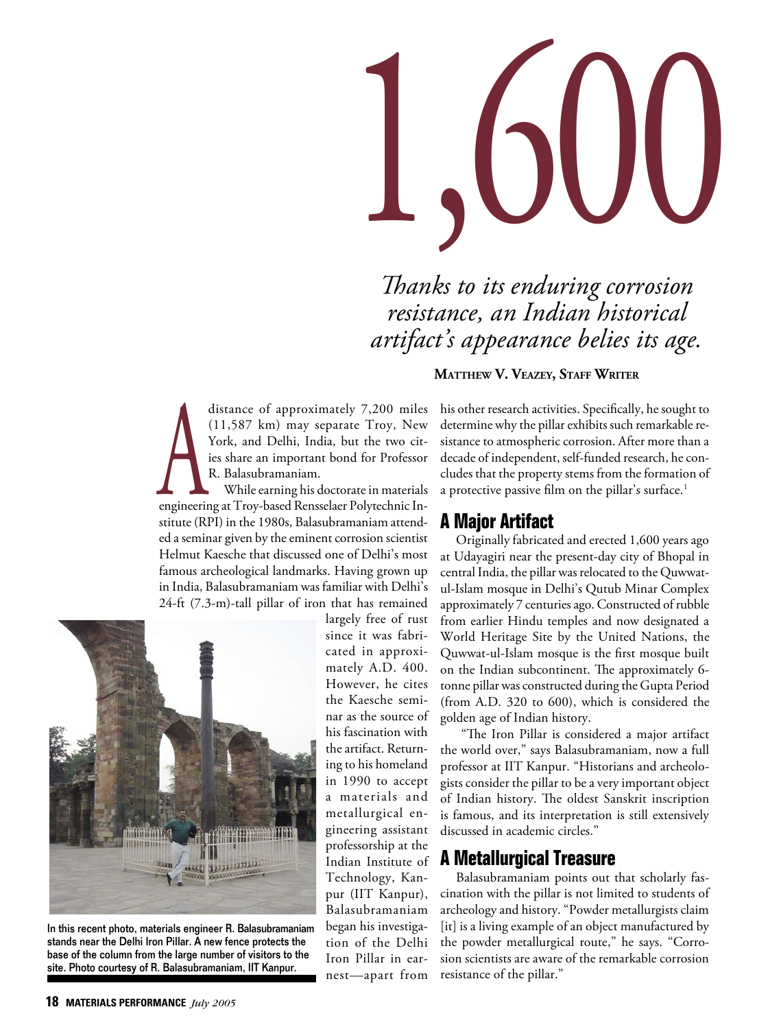# 1,600

*Thanks to its enduring corrosion resistance, an Indian historical artifact's appearance belies its age.*

**Matthew V. Veazey, Staff Writer**

A distance of approximately 7,200 miles (11,587 km) may separate Troy, New York, and Delhi, India, but the two cities share an important bond for Professor R. Balasubramaniam.

While earning his doctorate in materials engineering at Troy-based Rensselaer Polytechnic Institute (RPI) in the 1980s, Balasubramaniam attended a seminar given by the eminent corrosion scientist Helmut Kaesche that discussed one of Delhi's most famous archeological landmarks. Having grown up in India, Balasubramaniam was familiar with Delhi's 24-ft (7.3-m)-tall pillar of iron that has remained largely free of rust since it was fabricated in approximately A.D. 400. However, he cites the Kaesche seminar as the source of his fascination with the artifact. Returning to his homeland in 1990 to accept a materials and metallurgical engineering assistant professorship at the Indian Institute of Technology, Kanpur (IIT Kanpur), Balasubramaniam began his investigation of the Delhi Iron Pillar in earnest—apart from his other research activities. Specifically, he sought to determine why the pillar exhibits such remarkable resistance to atmospheric corrosion. After more than a decade of independent, self-funded research, he concludes that the property stems from the formation of a protective passive film on the pillar's surface.[1]

In this recent photo, materials engineer R. Balasubramaniam stands near the Delhi Iron Pillar. A new fence protects the base of the column from the large number of visitors to the site. Photo courtesy of R. Balasubramaniam, IIT Kanpur.

## A Major Artifact

Originally fabricated and erected 1,600 years ago at Udayagiri near the present-day city of Bhopal in central India, the pillar was relocated to the Quwwat-ul-Islam mosque in Delhi's Qutub Minar Complex approximately 7 centuries ago. Constructed of rubble from earlier Hindu temples and now designated a World Heritage Site by the United Nations, the Quwwat-ul-Islam mosque is the first mosque built on the Indian subcontinent. The approximately 6-tonne pillar was constructed during the Gupta Period (from A.D. 320 to 600), which is considered the golden age of Indian history.

"The Iron Pillar is considered a major artifact the world over," says Balasubramaniam, now a full professor at IIT Kanpur. "Historians and archeologists consider the pillar to be a very important object of Indian history. The oldest Sanskrit inscription is famous, and its interpretation is still extensively discussed in academic circles."

## A Metallurgical Treasure

Balasubramaniam points out that scholarly fascination with the pillar is not limited to students of archeology and history. "Powder metallurgists claim [it] is a living example of an object manufactured by the powder metallurgical route," he says. "Corrosion scientists are aware of the remarkable corrosion resistance of the pillar."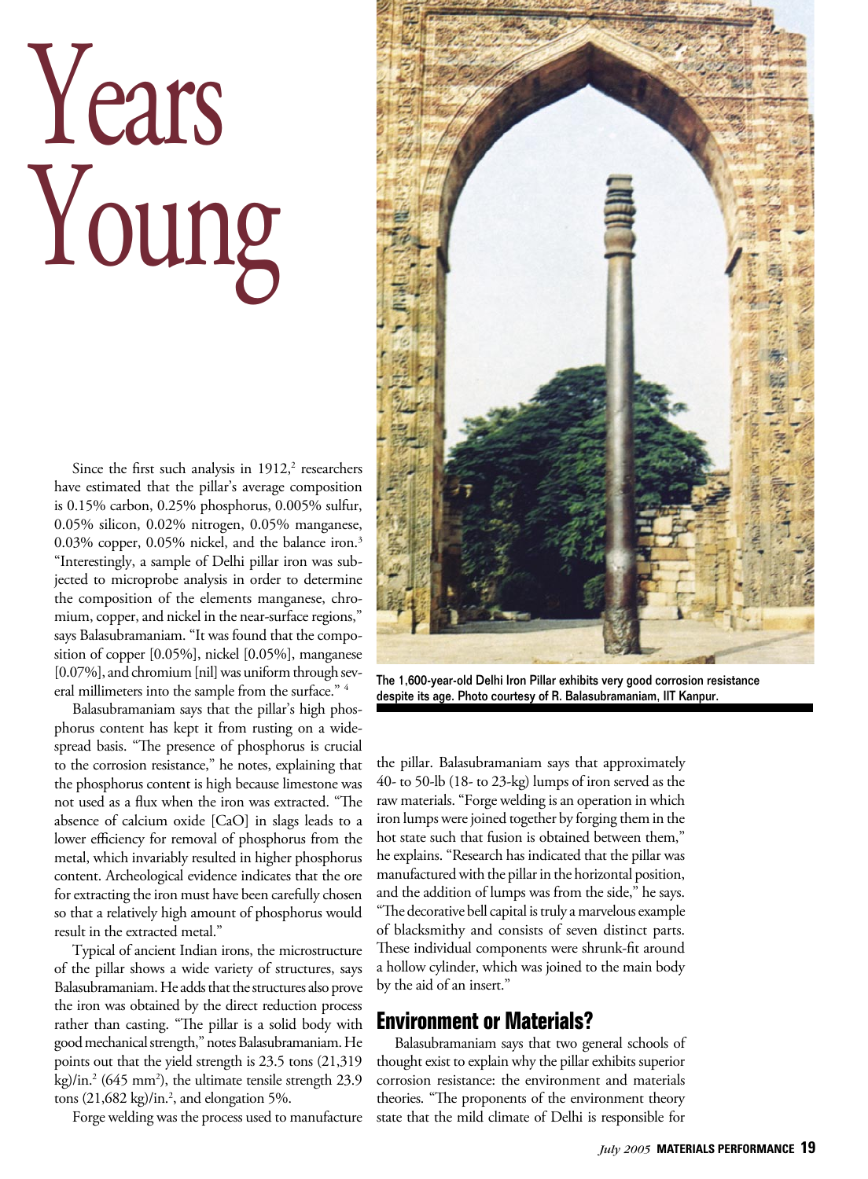# Years Young

Since the first such analysis in 1912,[2] researchers have estimated that the pillar's average composition is 0.15% carbon, 0.25% phosphorus, 0.005% sulfur, 0.05% silicon, 0.02% nitrogen, 0.05% manganese, 0.03% copper, 0.05% nickel, and the balance iron.[3] "Interestingly, a sample of Delhi pillar iron was subjected to microprobe analysis in order to determine the composition of the elements manganese, chromium, copper, and nickel in the near-surface regions," says Balasubramaniam. "It was found that the composition of copper [0.05%], nickel [0.05%], manganese [0.07%], and chromium [nil] was uniform through several millimeters into the sample from the surface." [4]

Balasubramaniam says that the pillar's high phosphorus content has kept it from rusting on a widespread basis. "The presence of phosphorus is crucial to the corrosion resistance," he notes, explaining that the phosphorus content is high because limestone was not used as a flux when the iron was extracted. "The absence of calcium oxide [CaO] in slags leads to a lower efficiency for removal of phosphorus from the metal, which invariably resulted in higher phosphorus content. Archeological evidence indicates that the ore for extracting the iron must have been carefully chosen so that a relatively high amount of phosphorus would result in the extracted metal."

Typical of ancient Indian irons, the microstructure of the pillar shows a wide variety of structures, says Balasubramaniam. He adds that the structures also prove the iron was obtained by the direct reduction process rather than casting. "The pillar is a solid body with good mechanical strength," notes Balasubramaniam. He points out that the yield strength is 23.5 tons (21,319 kg)/in.$^2$ (645 mm$^2$), the ultimate tensile strength 23.9 tons (21,682 kg)/in.$^2$, and elongation 5%.

Forge welding was the process used to manufacture the pillar. Balasubramaniam says that approximately 40- to 50-lb (18- to 23-kg) lumps of iron served as the raw materials. "Forge welding is an operation in which iron lumps were joined together by forging them in the hot state such that fusion is obtained between them," he explains. "Research has indicated that the pillar was manufactured with the pillar in the horizontal position, and the addition of lumps was from the side," he says. "The decorative bell capital is truly a marvelous example of blacksmithy and consists of seven distinct parts. These individual components were shrunk-fit around a hollow cylinder, which was joined to the main body by the aid of an insert."

The 1,600-year-old Delhi Iron Pillar exhibits very good corrosion resistance despite its age. Photo courtesy of R. Balasubramaniam, IIT Kanpur.

## Environment or Materials?

Balasubramaniam says that two general schools of thought exist to explain why the pillar exhibits superior corrosion resistance: the environment and materials theories. "The proponents of the environment theory state that the mild climate of Delhi is responsible for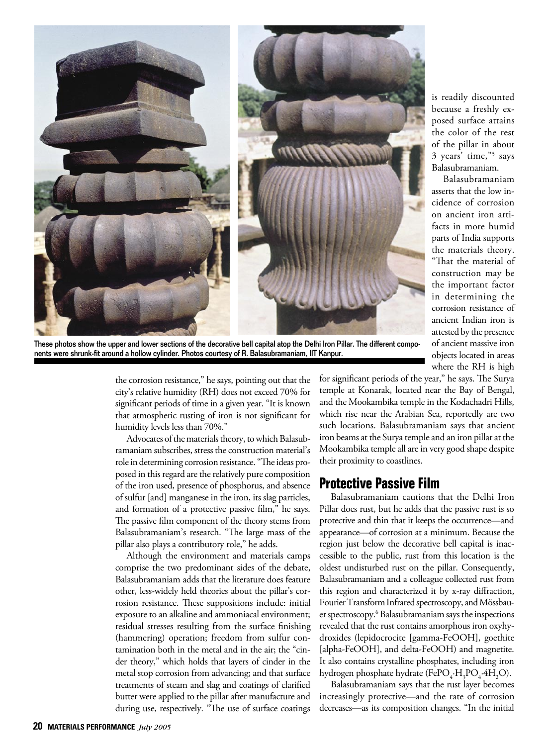These photos show the upper and lower sections of the decorative bell capital atop the Delhi Iron Pillar. The different components were shrunk-fit around a hollow cylinder. Photos courtesy of R. Balasubramaniam, IIT Kanpur.

the corrosion resistance," he says, pointing out that the city's relative humidity (RH) does not exceed 70% for significant periods of time in a given year. "It is known that atmospheric rusting of iron is not significant for humidity levels less than 70%."

Advocates of the materials theory, to which Balasubramaniam subscribes, stress the construction material's role in determining corrosion resistance. "The ideas proposed in this regard are the relatively pure composition of the iron used, presence of phosphorus, and absence of sulfur [and] manganese in the iron, its slag particles, and formation of a protective passive film," he says. The passive film component of the theory stems from Balasubramaniam's research. "The large mass of the pillar also plays a contributory role," he adds.

Although the environment and materials camps comprise the two predominant sides of the debate, Balasubramaniam adds that the literature does feature other, less-widely held theories about the pillar's corrosion resistance. These suppositions include: initial exposure to an alkaline and ammoniacal environment; residual stresses resulting from the surface finishing (hammering) operation; freedom from sulfur contamination both in the metal and in the air; the "cinder theory," which holds that layers of cinder in the metal stop corrosion from advancing; and that surface treatments of steam and slag and coatings of clarified butter were applied to the pillar after manufacture and during use, respectively. "The use of surface coatings is readily discounted because a freshly exposed surface attains the color of the rest of the pillar in about 3 years' time,"[5] says Balasubramaniam.

Balasubramaniam asserts that the low incidence of corrosion on ancient iron artifacts in more humid parts of India supports the materials theory. "That the material of construction may be the important factor in determining the corrosion resistance of ancient Indian iron is attested by the presence of ancient massive iron objects located in areas where the RH is high for significant periods of the year," he says. The Surya temple at Konarak, located near the Bay of Bengal, and the Mookambika temple in the Kodachadri Hills, which rise near the Arabian Sea, reportedly are two such locations. Balasubramaniam says that ancient iron beams at the Surya temple and an iron pillar at the Mookambika temple all are in very good shape despite their proximity to coastlines.

## Protective Passive Film

Balasubramaniam cautions that the Delhi Iron Pillar does rust, but he adds that the passive rust is so protective and thin that it keeps the occurrence—and appearance—of corrosion at a minimum. Because the region just below the decorative bell capital is inaccessible to the public, rust from this location is the oldest undisturbed rust on the pillar. Consequently, Balasubramaniam and a colleague collected rust from this region and characterized it by x-ray diffraction, Fourier Transform Infrared spectroscopy, and Mössbauer spectroscopy.[6] Balasubramaniam says the inspections revealed that the rust contains amorphous iron oxyhydroxides (lepidocrocite [gamma-FeOOH], goethite [alpha-FeOOH], and delta-FeOOH) and magnetite. It also contains crystalline phosphates, including iron hydrogen phosphate hydrate ($FePO_4 \cdot H_3PO_4 \cdot 4H_2O$).

Balasubramaniam says that the rust layer becomes increasingly protective—and the rate of corrosion decreases—as its composition changes. "In the initial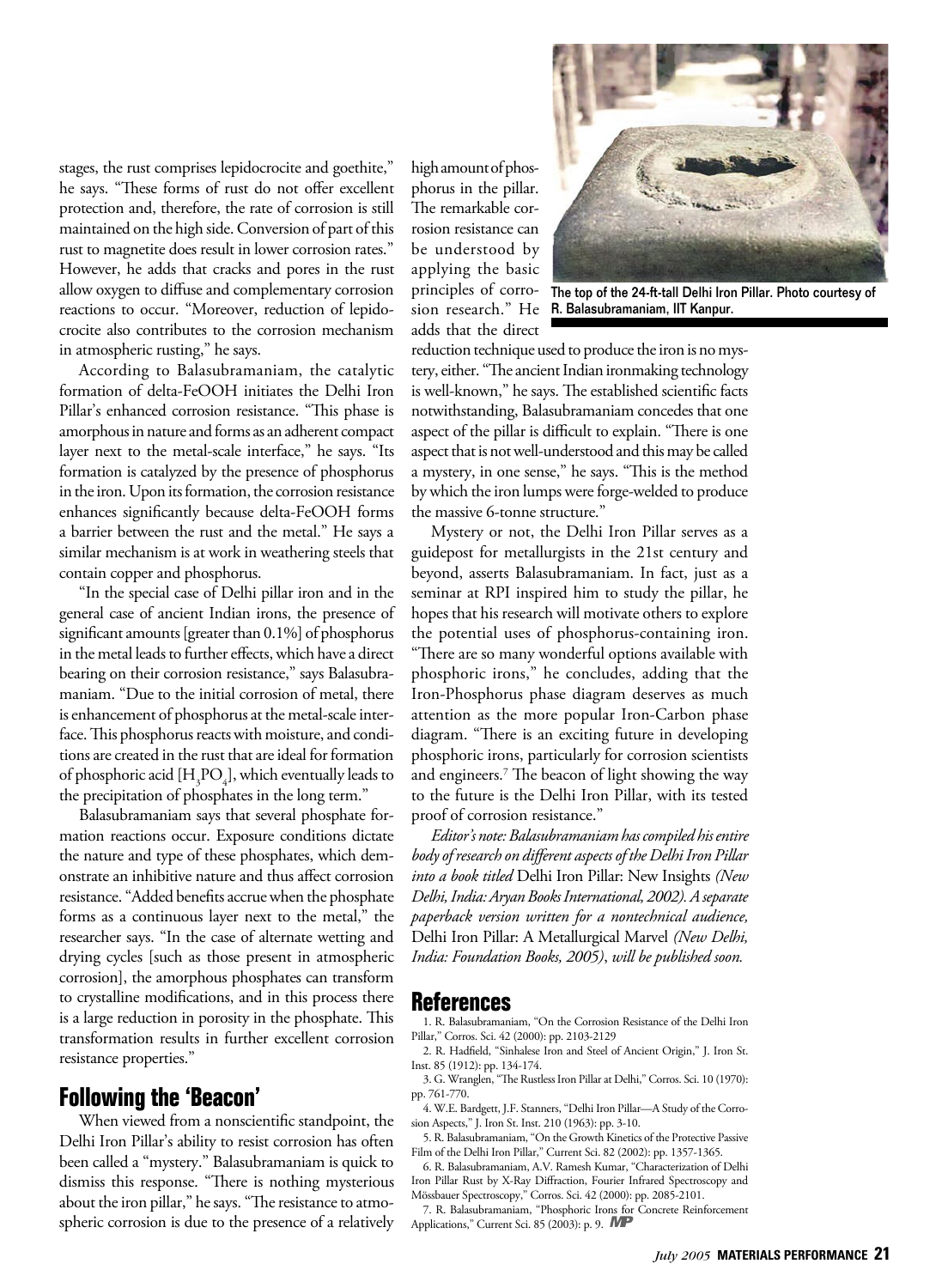stages, the rust comprises lepidocrocite and goethite," he says. "These forms of rust do not offer excellent protection and, therefore, the rate of corrosion is still maintained on the high side. Conversion of part of this rust to magnetite does result in lower corrosion rates." However, he adds that cracks and pores in the rust allow oxygen to diffuse and complementary corrosion reactions to occur. "Moreover, reduction of lepidocrocite also contributes to the corrosion mechanism in atmospheric rusting," he says.

According to Balasubramaniam, the catalytic formation of delta-FeOOH initiates the Delhi Iron Pillar's enhanced corrosion resistance. "This phase is amorphous in nature and forms as an adherent compact layer next to the metal-scale interface," he says. "Its formation is catalyzed by the presence of phosphorus in the iron. Upon its formation, the corrosion resistance enhances significantly because delta-FeOOH forms a barrier between the rust and the metal." He says a similar mechanism is at work in weathering steels that contain copper and phosphorus.

"In the special case of Delhi pillar iron and in the general case of ancient Indian irons, the presence of significant amounts [greater than 0.1%] of phosphorus in the metal leads to further effects, which have a direct bearing on their corrosion resistance," says Balasubramaniam. "Due to the initial corrosion of metal, there is enhancement of phosphorus at the metal-scale interface. This phosphorus reacts with moisture, and conditions are created in the rust that are ideal for formation of phosphoric acid [$H_3PO_4$], which eventually leads to the precipitation of phosphates in the long term."

Balasubramaniam says that several phosphate formation reactions occur. Exposure conditions dictate the nature and type of these phosphates, which demonstrate an inhibitive nature and thus affect corrosion resistance. "Added benefits accrue when the phosphate forms as a continuous layer next to the metal," the researcher says. "In the case of alternate wetting and drying cycles [such as those present in atmospheric corrosion], the amorphous phosphates can transform to crystalline modifications, and in this process there is a large reduction in porosity in the phosphate. This transformation results in further excellent corrosion resistance properties."

## Following the 'Beacon'

When viewed from a nonscientific standpoint, the Delhi Iron Pillar's ability to resist corrosion has often been called a "mystery." Balasubramaniam is quick to dismiss this response. "There is nothing mysterious about the iron pillar," he says. "The resistance to atmospheric corrosion is due to the presence of a relatively high amount of phosphorus in the pillar. The remarkable corrosion resistance can be understood by applying the basic principles of corrosion research." He adds that the direct reduction technique used to produce the iron is no mystery, either. "The ancient Indian ironmaking technology is well-known," he says. The established scientific facts notwithstanding, Balasubramaniam concedes that one aspect of the pillar is difficult to explain. "There is one aspect that is not well-understood and this may be called a mystery, in one sense," he says. "This is the method by which the iron lumps were forge-welded to produce the massive 6-tonne structure."

The top of the 24-ft-tall Delhi Iron Pillar. Photo courtesy of R. Balasubramaniam, IIT Kanpur.

Mystery or not, the Delhi Iron Pillar serves as a guidepost for metallurgists in the 21st century and beyond, asserts Balasubramaniam. In fact, just as a seminar at RPI inspired him to study the pillar, he hopes that his research will motivate others to explore the potential uses of phosphorus-containing iron. "There are so many wonderful options available with phosphoric irons," he concludes, adding that the Iron-Phosphorus phase diagram deserves as much attention as the more popular Iron-Carbon phase diagram. "There is an exciting future in developing phosphoric irons, particularly for corrosion scientists and engineers.[7] The beacon of light showing the way to the future is the Delhi Iron Pillar, with its tested proof of corrosion resistance."

*Editor's note: Balasubramaniam has compiled his entire body of research on different aspects of the Delhi Iron Pillar into a book titled* Delhi Iron Pillar: New Insights *(New Delhi, India: Aryan Books International, 2002). A separate paperback version written for a nontechnical audience,* Delhi Iron Pillar: A Metallurgical Marvel *(New Delhi, India: Foundation Books, 2005), will be published soon.*

## References

1. R. Balasubramaniam, "On the Corrosion Resistance of the Delhi Iron Pillar," Corros. Sci. 42 (2000): pp. 2103-2129
2. R. Hadfield, "Sinhalese Iron and Steel of Ancient Origin," J. Iron St. Inst. 85 (1912): pp. 134-174.
3. G. Wranglen, "The Rustless Iron Pillar at Delhi," Corros. Sci. 10 (1970): pp. 761-770.
4. W.E. Bardgett, J.F. Stanners, "Delhi Iron Pillar—A Study of the Corrosion Aspects," J. Iron St. Inst. 210 (1963): pp. 3-10.
5. R. Balasubramaniam, "On the Growth Kinetics of the Protective Passive Film of the Delhi Iron Pillar," Current Sci. 82 (2002): pp. 1357-1365.
6. R. Balasubramaniam, A.V. Ramesh Kumar, "Characterization of Delhi Iron Pillar Rust by X-Ray Diffraction, Fourier Infrared Spectroscopy and Mössbauer Spectroscopy," Corros. Sci. 42 (2000): pp. 2085-2101.
7. R. Balasubramaniam, "Phosphoric Irons for Concrete Reinforcement Applications," Current Sci. 85 (2003): p. 9.